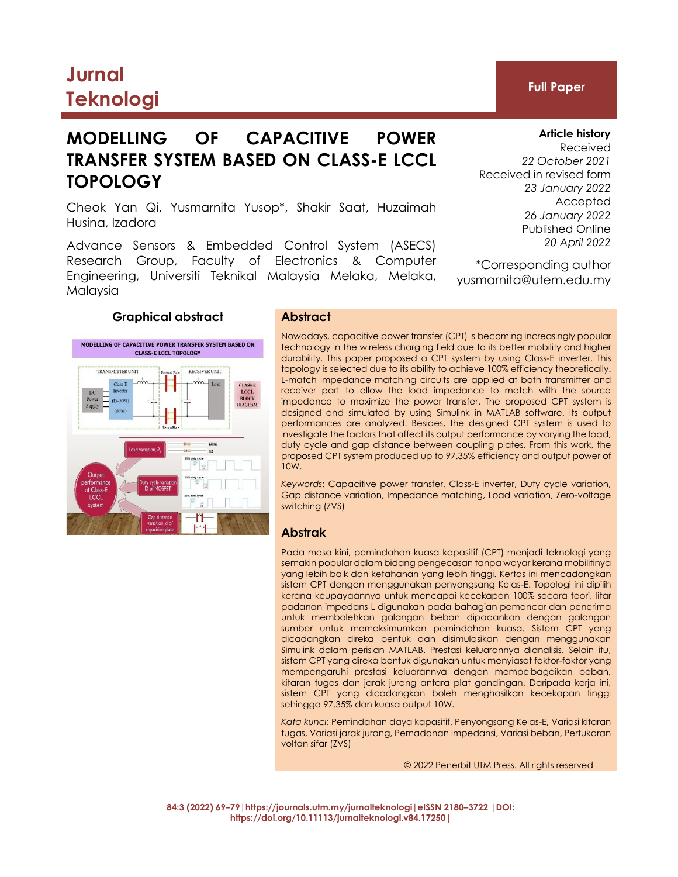Jurnal Teknologi

**Full Paper**

# MODELLING OF CAPACITIVE POWER TRANSFER SYSTEM BASED ON CLASS-E LCCL TOPOLOGY

Cheok Yan Qi, Yusmarnita Yusop*, Shakir Saat, Huzaimah Husina, Izadora

Advance Sensors & Embedded Control System (ASECS) Research Group, Faculty of Electronics & Computer Engineering, Universiti Teknikal Malaysia Melaka, Melaka, Malaysia

**Article history**
Received
*22 October 2021*
Received in revised form
*23 January 2022*
Accepted
*26 January 2022*
Published Online
*20 April 2022*

*Corresponding author
yusmarnita@utem.edu.my

## Graphical abstract

## Abstract

Nowadays, capacitive power transfer (CPT) is becoming increasingly popular technology in the wireless charging field due to its better mobility and higher durability. This paper proposed a CPT system by using Class-E inverter. This topology is selected due to its ability to achieve 100% efficiency theoretically. L-match impedance matching circuits are applied at both transmitter and receiver part to allow the load impedance to match with the source impedance to maximize the power transfer. The proposed CPT system is designed and simulated by using Simulink in MATLAB software. Its output performances are analyzed. Besides, the designed CPT system is used to investigate the factors that affect its output performance by varying the load, duty cycle and gap distance between coupling plates. From this work, the proposed CPT system produced up to 97.35% efficiency and output power of 10W.

*Keywords*: Capacitive power transfer, Class-E inverter, Duty cycle variation, Gap distance variation, Impedance matching, Load variation, Zero-voltage switching (ZVS)

## Abstrak

Pada masa kini, pemindahan kuasa kapasitif (CPT) menjadi teknologi yang semakin popular dalam bidang pengecasan tanpa wayar kerana mobilitinya yang lebih baik dan ketahanan yang lebih tinggi. Kertas ini mencadangkan sistem CPT dengan menggunakan penyongsang Kelas-E. Topologi ini dipilih kerana keupayaannya untuk mencapai kecekapan 100% secara teori, litar padanan impedans L digunakan pada bahagian pemancar dan penerima untuk membolehkan galangan beban dipadankan dengan galangan sumber untuk memaksimumkan pemindahan kuasa. Sistem CPT yang dicadangkan direka bentuk dan disimulasikan dengan menggunakan Simulink dalam perisian MATLAB. Prestasi keluarannya dianalisis. Selain itu, sistem CPT yang direka bentuk digunakan untuk menyiasat faktor-faktor yang mempengaruhi prestasi keluarannya dengan mempelbagaikan beban, kitaran tugas dan jarak jurang antara plat gandingan. Daripada kerja ini, sistem CPT yang dicadangkan boleh menghasilkan kecekapan tinggi sehingga 97.35% dan kuasa output 10W.

*Kata kunci*: Pemindahan daya kapasitif, Penyongsang Kelas-E, Variasi kitaran tugas, Variasi jarak jurang, Pemadanan Impedansi, Variasi beban, Pertukaran voltan sifar (ZVS)

© 2022 Penerbit UTM Press. All rights reserved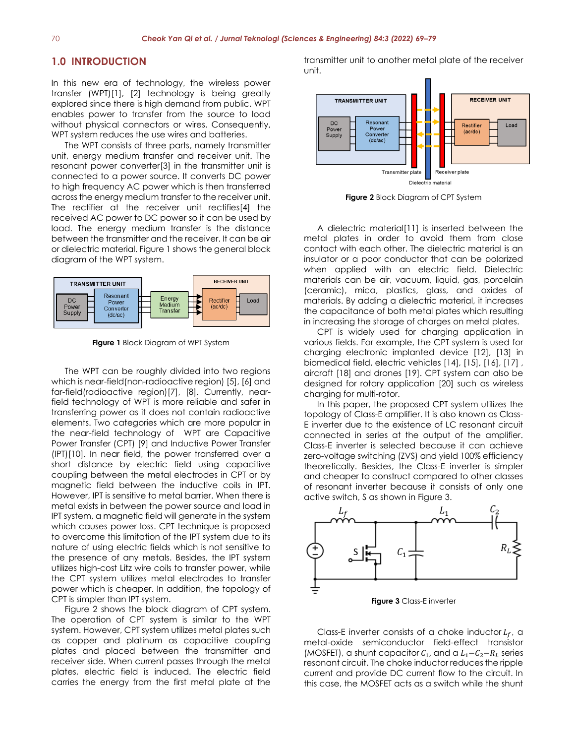## 1.0 INTRODUCTION

In this new era of technology, the wireless power transfer (WPT)[1], [2] technology is being greatly explored since there is high demand from public. WPT enables power to transfer from the source to load without physical connectors or wires. Consequently, WPT system reduces the use wires and batteries.

The WPT consists of three parts, namely transmitter unit, energy medium transfer and receiver unit. The resonant power converter[3] in the transmitter unit is connected to a power source. It converts DC power to high frequency AC power which is then transferred across the energy medium transfer to the receiver unit. The rectifier at the receiver unit rectifies[4] the received AC power to DC power so it can be used by load. The energy medium transfer is the distance between the transmitter and the receiver. It can be air or dielectric material. Figure 1 shows the general block diagram of the WPT system.

**Figure 1** Block Diagram of WPT System

The WPT can be roughly divided into two regions which is near-field(non-radioactive region) [5], [6] and far-field(radioactive region)[7], [8]. Currently, near-field technology of WPT is more reliable and safer in transferring power as it does not contain radioactive elements. Two categories which are more popular in the near-field technology of WPT are Capacitive Power Transfer (CPT) [9] and Inductive Power Transfer (IPT)[10]. In near field, the power transferred over a short distance by electric field using capacitive coupling between the metal electrodes in CPT or by magnetic field between the inductive coils in IPT. However, IPT is sensitive to metal barrier. When there is metal exists in between the power source and load in IPT system, a magnetic field will generate in the system which causes power loss. CPT technique is proposed to overcome this limitation of the IPT system due to its nature of using electric fields which is not sensitive to the presence of any metals. Besides, the IPT system utilizes high-cost Litz wire coils to transfer power, while the CPT system utilizes metal electrodes to transfer power which is cheaper. In addition, the topology of CPT is simpler than IPT system.

Figure 2 shows the block diagram of CPT system. The operation of CPT system is similar to the WPT system. However, CPT system utilizes metal plates such as copper and platinum as capacitive coupling plates and placed between the transmitter and receiver side. When current passes through the metal plates, electric field is induced. The electric field carries the energy from the first metal plate at the transmitter unit to another metal plate of the receiver unit.

**Figure 2** Block Diagram of CPT System

A dielectric material[11] is inserted between the metal plates in order to avoid them from close contact with each other. The dielectric material is an insulator or a poor conductor that can be polarized when applied with an electric field. Dielectric materials can be air, vacuum, liquid, gas, porcelain (ceramic), mica, plastics, glass, and oxides of materials. By adding a dielectric material, it increases the capacitance of both metal plates which resulting in increasing the storage of charges on metal plates.

CPT is widely used for charging application in various fields. For example, the CPT system is used for charging electronic implanted device [12], [13] in biomedical field, electric vehicles [14], [15], [16], [17] , aircraft [18] and drones [19]. CPT system can also be designed for rotary application [20] such as wireless charging for multi-rotor.

In this paper, the proposed CPT system utilizes the topology of Class-E amplifier. It is also known as Class-E inverter due to the existence of LC resonant circuit connected in series at the output of the amplifier. Class-E inverter is selected because it can achieve zero-voltage switching (ZVS) and yield 100% efficiency theoretically. Besides, the Class-E inverter is simpler and cheaper to construct compared to other classes of resonant inverter because it consists of only one active switch, S as shown in Figure 3.

**Figure 3** Class-E inverter

Class-E inverter consists of a choke inductor $L_f$, a metal-oxide semiconductor field-effect transistor (MOSFET), a shunt capacitor $C_1$, and a $L_1 - C_2 - R_L$ series resonant circuit. The choke inductor reduces the ripple current and provide DC current flow to the circuit. In this case, the MOSFET acts as a switch while the shunt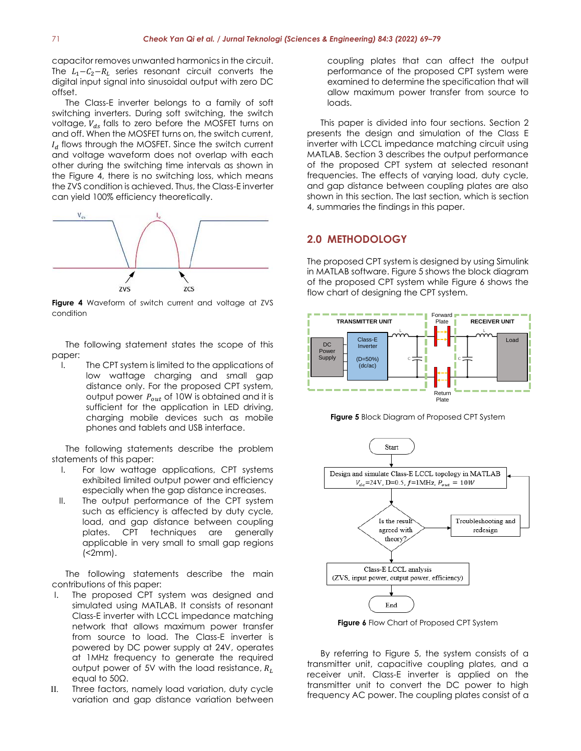capacitor removes unwanted harmonics in the circuit. The $L_1 - C_2 - R_L$ series resonant circuit converts the digital input signal into sinusoidal output with zero DC offset.

The Class-E inverter belongs to a family of soft switching inverters. During soft switching, the switch voltage, $V_{ds}$ falls to zero before the MOSFET turns on and off. When the MOSFET turns on, the switch current, $I_d$ flows through the MOSFET. Since the switch current and voltage waveform does not overlap with each other during the switching time intervals as shown in the Figure 4, there is no switching loss, which means the ZVS condition is achieved. Thus, the Class-E inverter can yield 100% efficiency theoretically.

**Figure 4** Waveform of switch current and voltage at ZVS condition

The following statement states the scope of this paper:

I. The CPT system is limited to the applications of low wattage charging and small gap distance only. For the proposed CPT system, output power $P_{out}$ of 10W is obtained and it is sufficient for the application in LED driving, charging mobile devices such as mobile phones and tablets and USB interface.

The following statements describe the problem statements of this paper:

I. For low wattage applications, CPT systems exhibited limited output power and efficiency especially when the gap distance increases.

II. The output performance of the CPT system such as efficiency is affected by duty cycle, load, and gap distance between coupling plates. CPT techniques are generally applicable in very small to small gap regions (<2mm).

The following statements describe the main contributions of this paper:

I. The proposed CPT system was designed and simulated using MATLAB. It consists of resonant Class-E inverter with LCCL impedance matching network that allows maximum power transfer from source to load. The Class-E inverter is powered by DC power supply at 24V, operates at 1MHz frequency to generate the required output power of 5V with the load resistance, $R_L$ equal to 50Ω.

II. Three factors, namely load variation, duty cycle variation and gap distance variation between coupling plates that can affect the output performance of the proposed CPT system were examined to determine the specification that will allow maximum power transfer from source to loads.

This paper is divided into four sections. Section 2 presents the design and simulation of the Class E inverter with LCCL impedance matching circuit using MATLAB. Section 3 describes the output performance of the proposed CPT system at selected resonant frequencies. The effects of varying load, duty cycle, and gap distance between coupling plates are also shown in this section. The last section, which is section 4, summaries the findings in this paper.

## 2.0 METHODOLOGY

The proposed CPT system is designed by using Simulink in MATLAB software. Figure 5 shows the block diagram of the proposed CPT system while Figure 6 shows the flow chart of designing the CPT system.

**Figure 5** Block Diagram of Proposed CPT System

**Figure 6** Flow Chart of Proposed CPT System

By referring to Figure 5, the system consists of a transmitter unit, capacitive coupling plates, and a receiver unit. Class-E inverter is applied on the transmitter unit to convert the DC power to high frequency AC power. The coupling plates consist of a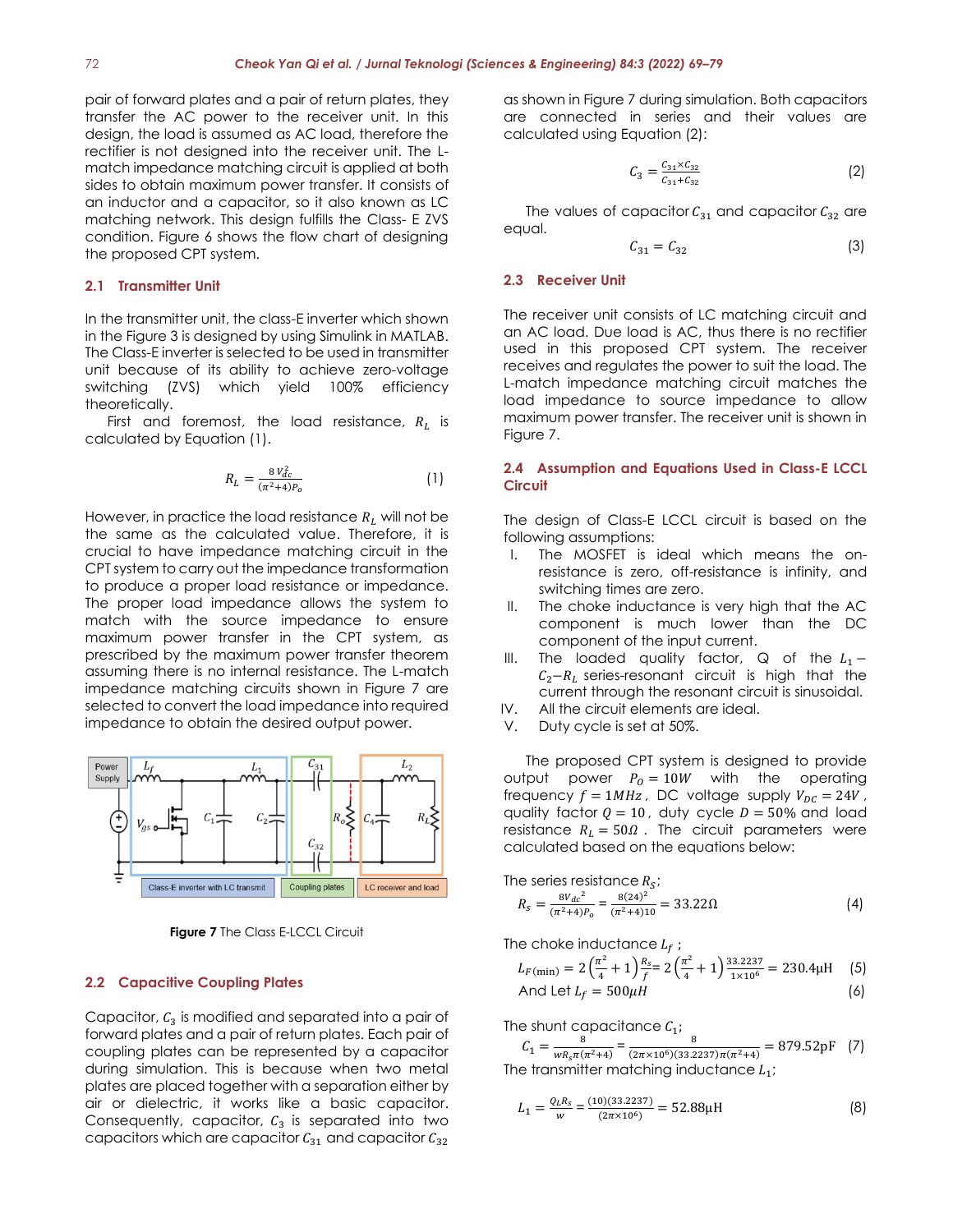pair of forward plates and a pair of return plates, they transfer the AC power to the receiver unit. In this design, the load is assumed as AC load, therefore the rectifier is not designed into the receiver unit. The L-match impedance matching circuit is applied at both sides to obtain maximum power transfer. It consists of an inductor and a capacitor, so it also known as LC matching network. This design fulfills the Class- E ZVS condition. Figure 6 shows the flow chart of designing the proposed CPT system.

### 2.1 Transmitter Unit

In the transmitter unit, the class-E inverter which shown in the Figure 3 is designed by using Simulink in MATLAB. The Class-E inverter is selected to be used in transmitter unit because of its ability to achieve zero-voltage switching (ZVS) which yield 100% efficiency theoretically.

First and foremost, the load resistance, $R_L$ is calculated by Equation (1).

$$R_L = \frac{8V_{dc}^2}{(\pi^2+4)P_o} \quad (1)$$

However, in practice the load resistance $R_L$ will not be the same as the calculated value. Therefore, it is crucial to have impedance matching circuit in the CPT system to carry out the impedance transformation to produce a proper load resistance or impedance. The proper load impedance allows the system to match with the source impedance to ensure maximum power transfer in the CPT system, as prescribed by the maximum power transfer theorem assuming there is no internal resistance. The L-match impedance matching circuits shown in Figure 7 are selected to convert the load impedance into required impedance to obtain the desired output power.

**Figure 7** The Class E-LCCL Circuit

### 2.2 Capacitive Coupling Plates

Capacitor, $C_3$ is modified and separated into a pair of forward plates and a pair of return plates. Each pair of coupling plates can be represented by a capacitor during simulation. This is because when two metal plates are placed together with a separation either by air or dielectric, it works like a basic capacitor. Consequently, capacitor, $C_3$ is separated into two capacitors which are capacitor $C_{31}$ and capacitor $C_{32}$ as shown in Figure 7 during simulation. Both capacitors are connected in series and their values are calculated using Equation (2):

$$C_3 = \frac{C_{31} \times C_{32}}{C_{31}+C_{32}} \quad (2)$$

The values of capacitor $C_{31}$ and capacitor $C_{32}$ are equal.

$$C_{31} = C_{32} \quad (3)$$

### 2.3 Receiver Unit

The receiver unit consists of LC matching circuit and an AC load. Due load is AC, thus there is no rectifier used in this proposed CPT system. The receiver receives and regulates the power to suit the load. The L-match impedance matching circuit matches the load impedance to source impedance to allow maximum power transfer. The receiver unit is shown in Figure 7.

### 2.4 Assumption and Equations Used in Class-E LCCL Circuit

The design of Class-E LCCL circuit is based on the following assumptions:

I. The MOSFET is ideal which means the on-resistance is zero, off-resistance is infinity, and switching times are zero.
II. The choke inductance is very high that the AC component is much lower than the DC component of the input current.
III. The loaded quality factor, Q of the $L_1 - C_2 - R_L$ series-resonant circuit is high that the current through the resonant circuit is sinusoidal.
IV. All the circuit elements are ideal.
V. Duty cycle is set at 50%.

The proposed CPT system is designed to provide output power $P_O = 10W$ with the operating frequency $f = 1MHz$, DC voltage supply $V_{DC} = 24V$, quality factor $Q = 10$, duty cycle $D = 50\%$ and load resistance $R_L = 50\Omega$. The circuit parameters were calculated based on the equations below:

The series resistance $R_S$;

$$R_s = \frac{8V_{dc}{}^2}{(\pi^2+4)P_o} = \frac{8(24)^2}{(\pi^2+4)10} = 33.22\Omega \quad (4)$$

The choke inductance $L_f$;

$$L_{F(\min)} = 2\left(\frac{\pi^2}{4}+1\right)\frac{R_s}{f} = 2\left(\frac{\pi^2}{4}+1\right)\frac{33.2237}{1\times10^6} = 230.4\mu\text{H} \quad (5)$$

And Let $L_f = 500\mu H$ (6)

The shunt capacitance $C_1$;

$$C_1 = \frac{8}{wR_s\pi(\pi^2+4)} = \frac{8}{(2\pi\times10^6)(33.2237)\pi(\pi^2+4)} = 879.52\text{pF} \quad (7)$$

The transmitter matching inductance $L_1$;

$$L_1 = \frac{Q_L R_s}{w} = \frac{(10)(33.2237)}{(2\pi\times10^6)} = 52.88\mu\text{H} \quad (8)$$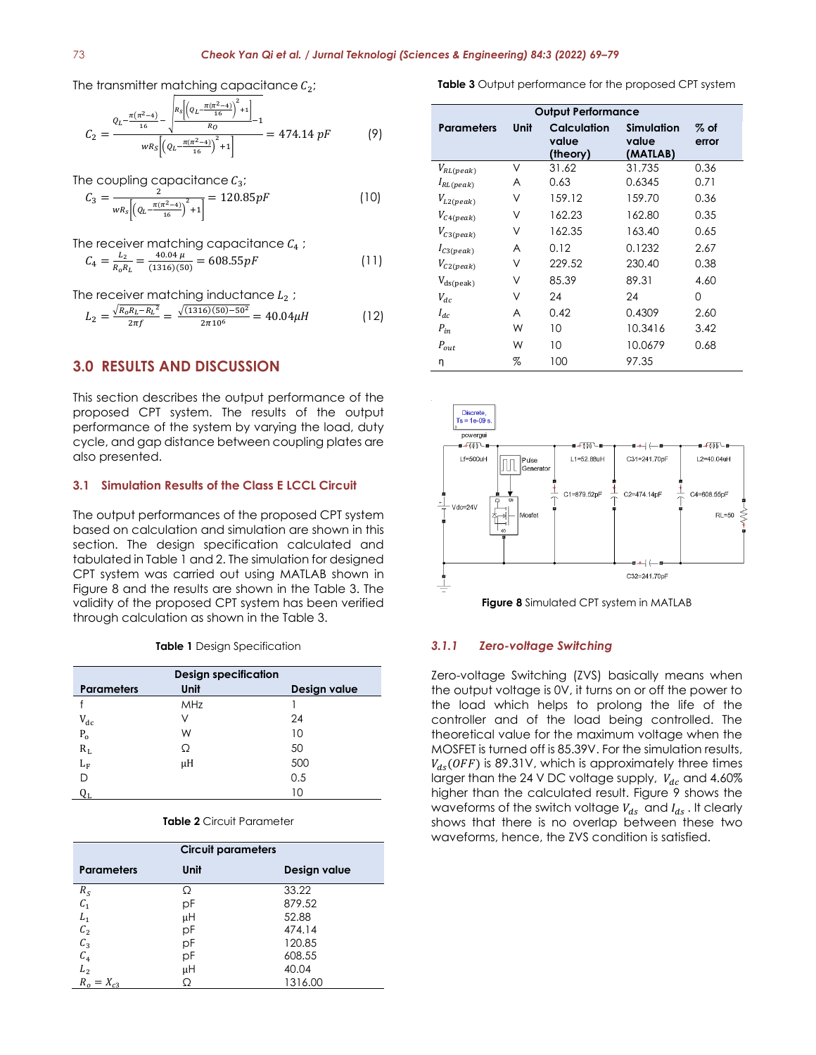The transmitter matching capacitance $C_2$;

$$C_2 = \frac{Q_L - \frac{\pi(\pi^2-4)}{16} - \sqrt{\frac{R_S\left[\left(Q_L - \frac{\pi(\pi^2-4)}{16}\right)^2+1\right]}{R_O} - 1}}{wR_S\left[\left(Q_L - \frac{\pi(\pi^2-4)}{16}\right)^2+1\right]} = 474.14\ pF \qquad (9)$$

The coupling capacitance $C_3$;

$$C_3 = \frac{2}{wR_S\left[\left(Q_L - \frac{\pi(\pi^2-4)}{16}\right)^2+1\right]} = 120.85pF \qquad (10)$$

The receiver matching capacitance $C_4$ ;

$$C_4 = \frac{L_2}{R_o R_L} = \frac{40.04\ \mu}{(1316)(50)} = 608.55pF \qquad (11)$$

The receiver matching inductance $L_2$ ;

$$L_2 = \frac{\sqrt{R_o R_L - {R_L}^2}}{2\pi f} = \frac{\sqrt{(1316)(50)-50^2}}{2\pi 10^6} = 40.04\mu H \qquad (12)$$

## 3.0 RESULTS AND DISCUSSION

This section describes the output performance of the proposed CPT system. The results of the output performance of the system by varying the load, duty cycle, and gap distance between coupling plates are also presented.

### 3.1 Simulation Results of the Class E LCCL Circuit

The output performances of the proposed CPT system based on calculation and simulation are shown in this section. The design specification calculated and tabulated in Table 1 and 2. The simulation for designed CPT system was carried out using MATLAB shown in Figure 8 and the results are shown in the Table 3. The validity of the proposed CPT system has been verified through calculation as shown in the Table 3.

**Table 1** Design Specification

| Design specification | | |
|---|---|---|
| Parameters | Unit | Design value |
| f | MHz | 1 |
| $V_{dc}$ | V | 24 |
| $P_o$ | W | 10 |
| $R_L$ | Ω | 50 |
| $L_F$ | μH | 500 |
| D | | 0.5 |
| $Q_L$ | | 10 |

**Table 2** Circuit Parameter

| Circuit parameters | | |
|---|---|---|
| Parameters | Unit | Design value |
| $R_S$ | Ω | 33.22 |
| $C_1$ | pF | 879.52 |
| $L_1$ | μH | 52.88 |
| $C_2$ | pF | 474.14 |
| $C_3$ | pF | 120.85 |
| $C_4$ | pF | 608.55 |
| $L_2$ | μH | 40.04 |
| $R_o = X_{c3}$ | Ω | 1316.00 |

**Table 3** Output performance for the proposed CPT system

| Output Performance | | | | |
|---|---|---|---|---|
| Parameters | Unit | Calculation value (theory) | Simulation value (MATLAB) | % of error |
| $V_{RL(peak)}$ | V | 31.62 | 31.735 | 0.36 |
| $I_{RL(peak)}$ | A | 0.63 | 0.6345 | 0.71 |
| $V_{L2(peak)}$ | V | 159.12 | 159.70 | 0.36 |
| $V_{C4(peak)}$ | V | 162.23 | 162.80 | 0.35 |
| $V_{C3(peak)}$ | V | 162.35 | 163.40 | 0.65 |
| $I_{C3(peak)}$ | A | 0.12 | 0.1232 | 2.67 |
| $V_{C2(peak)}$ | V | 229.52 | 230.40 | 0.38 |
| $V_{ds(peak)}$ | V | 85.39 | 89.31 | 4.60 |
| $V_{dc}$ | V | 24 | 24 | 0 |
| $I_{dc}$ | A | 0.42 | 0.4309 | 2.60 |
| $P_{in}$ | W | 10 | 10.3416 | 3.42 |
| $P_{out}$ | W | 10 | 10.0679 | 0.68 |
| η | % | 100 | 97.35 | |

**Figure 8** Simulated CPT system in MATLAB

#### 3.1.1 *Zero-voltage Switching*

Zero-voltage Switching (ZVS) basically means when the output voltage is 0V, it turns on or off the power to the load which helps to prolong the life of the controller and of the load being controlled. The theoretical value for the maximum voltage when the MOSFET is turned off is 85.39V. For the simulation results, $V_{ds}(OFF)$ is 89.31V, which is approximately three times larger than the 24 V DC voltage supply, $V_{dc}$ and 4.60% higher than the calculated result. Figure 9 shows the waveforms of the switch voltage $V_{ds}$ and $I_{ds}$ . It clearly shows that there is no overlap between these two waveforms, hence, the ZVS condition is satisfied.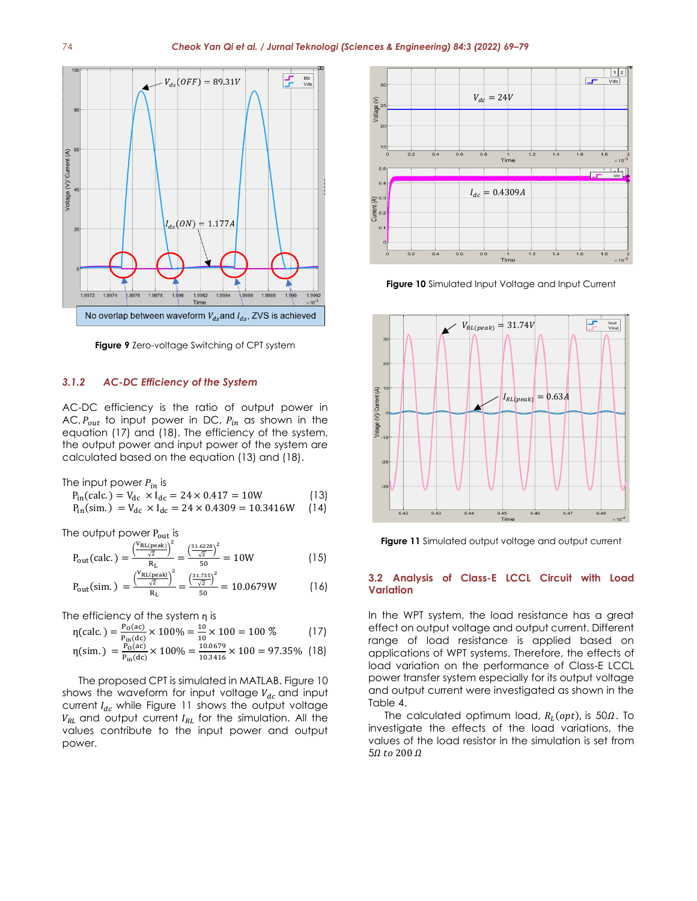Figure 9 Zero-voltage Switching of CPT system

### 3.1.2 AC-DC Efficiency of the System

AC-DC efficiency is the ratio of output power in AC, $P_{out}$ to input power in DC, $P_{in}$ as shown in the equation (17) and (18). The efficiency of the system, the output power and input power of the system are calculated based on the equation (13) and (18).

The input power $P_{in}$ is

$$P_{in}(calc.) = V_{dc} \times I_{dc} = 24 \times 0.417 = 10W \quad (13)$$

$$P_{in}(sim.) = V_{dc} \times I_{dc} = 24 \times 0.4309 = 10.3416W \quad (14)$$

The output power $P_{out}$ is

$$P_{out}(calc.) = \frac{\left(\frac{V_{RL(peak)}}{\sqrt{2}}\right)^2}{R_L} = \frac{\left(\frac{31.6228}{\sqrt{2}}\right)^2}{50} = 10W \quad (15)$$

$$P_{out}(sim.) = \frac{\left(\frac{V_{RL(peak)}}{\sqrt{2}}\right)^2}{R_L} = \frac{\left(\frac{31.735}{\sqrt{2}}\right)^2}{50} = 10.0679W \quad (16)$$

The efficiency of the system η is

$$\eta(calc.) = \frac{P_{O(ac)}}{P_{in(dc)}} \times 100\% = \frac{10}{10} \times 100 = 100\ \% \quad (17)$$

$$\eta(sim.) = \frac{P_{O(ac)}}{P_{in(dc)}} \times 100\% = \frac{10.0679}{10.3416} \times 100 = 97.35\% \quad (18)$$

The proposed CPT is simulated in MATLAB. Figure 10 shows the waveform for input voltage $V_{dc}$ and input current $I_{dc}$ while Figure 11 shows the output voltage $V_{RL}$ and output current $I_{RL}$ for the simulation. All the values contribute to the input power and output power.

Figure 10 Simulated Input Voltage and Input Current

Figure 11 Simulated output voltage and output current

## 3.2 Analysis of Class-E LCCL Circuit with Load Variation

In the WPT system, the load resistance has a great effect on output voltage and output current. Different range of load resistance is applied based on applications of WPT systems. Therefore, the effects of load variation on the performance of Class-E LCCL power transfer system especially for its output voltage and output current were investigated as shown in the Table 4.

The calculated optimum load, $R_L(opt)$, is $50\Omega$. To investigate the effects of the load variations, the values of the load resistor in the simulation is set from $5\Omega$ to $200\ \Omega$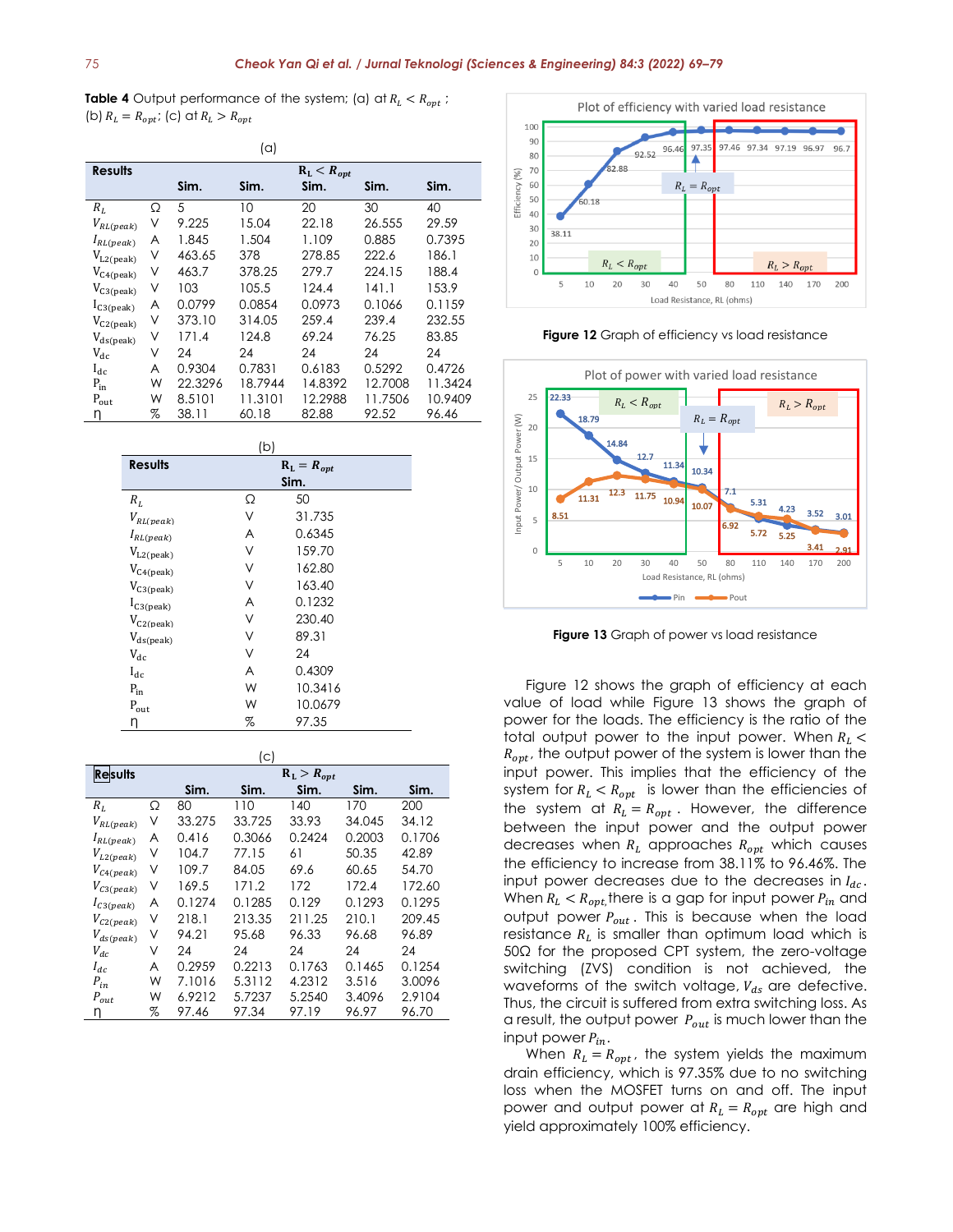**Table 4** Output performance of the system; (a) at $R_L < R_{opt}$ ; (b) $R_L = R_{opt}$; (c) at $R_L > R_{opt}$

(a)

| Results | | $R_L < R_{opt}$ | | | | |
|---|---|---|---|---|---|---|
| | | Sim. | Sim. | Sim. | Sim. | Sim. |
| $R_L$ | Ω | 5 | 10 | 20 | 30 | 40 |
| $V_{RL(peak)}$ | V | 9.225 | 15.04 | 22.18 | 26.555 | 29.59 |
| $I_{RL(peak)}$ | A | 1.845 | 1.504 | 1.109 | 0.885 | 0.7395 |
| $V_{L2(peak)}$ | V | 463.65 | 378 | 278.85 | 222.6 | 186.1 |
| $V_{C4(peak)}$ | V | 463.7 | 378.25 | 279.7 | 224.15 | 188.4 |
| $V_{C3(peak)}$ | V | 103 | 105.5 | 124.4 | 141.1 | 153.9 |
| $I_{C3(peak)}$ | A | 0.0799 | 0.0854 | 0.0973 | 0.1066 | 0.1159 |
| $V_{C2(peak)}$ | V | 373.10 | 314.05 | 259.4 | 239.4 | 232.55 |
| $V_{ds(peak)}$ | V | 171.4 | 124.8 | 69.24 | 76.25 | 83.85 |
| $V_{dc}$ | V | 24 | 24 | 24 | 24 | 24 |
| $I_{dc}$ | A | 0.9304 | 0.7831 | 0.6183 | 0.5292 | 0.4726 |
| $P_{in}$ | W | 22.3296 | 18.7944 | 14.8392 | 12.7008 | 11.3424 |
| $P_{out}$ | W | 8.5101 | 11.3101 | 12.2988 | 11.7506 | 10.9409 |
| η | % | 38.11 | 60.18 | 82.88 | 92.52 | 96.46 |

(b)

| Results | | $R_L = R_{opt}$ |
|---|---|---|
| | | Sim. |
| $R_L$ | Ω | 50 |
| $V_{RL(peak)}$ | V | 31.735 |
| $I_{RL(peak)}$ | A | 0.6345 |
| $V_{L2(peak)}$ | V | 159.70 |
| $V_{C4(peak)}$ | V | 162.80 |
| $V_{C3(peak)}$ | V | 163.40 |
| $I_{C3(peak)}$ | A | 0.1232 |
| $V_{C2(peak)}$ | V | 230.40 |
| $V_{ds(peak)}$ | V | 89.31 |
| $V_{dc}$ | V | 24 |
| $I_{dc}$ | A | 0.4309 |
| $P_{in}$ | W | 10.3416 |
| $P_{out}$ | W | 10.0679 |
| η | % | 97.35 |

(c)

| Results | | $R_L > R_{opt}$ | | | | |
|---|---|---|---|---|---|---|
| | | Sim. | Sim. | Sim. | Sim. | Sim. |
| $R_L$ | Ω | 80 | 110 | 140 | 170 | 200 |
| $V_{RL(peak)}$ | V | 33.275 | 33.725 | 33.93 | 34.045 | 34.12 |
| $I_{RL(peak)}$ | A | 0.416 | 0.3066 | 0.2424 | 0.2003 | 0.1706 |
| $V_{L2(peak)}$ | V | 104.7 | 77.15 | 61 | 50.35 | 42.89 |
| $V_{C4(peak)}$ | V | 109.7 | 84.05 | 69.6 | 60.65 | 54.70 |
| $V_{C3(peak)}$ | V | 169.5 | 171.2 | 172 | 172.4 | 172.60 |
| $I_{C3(peak)}$ | A | 0.1274 | 0.1285 | 0.129 | 0.1293 | 0.1295 |
| $V_{C2(peak)}$ | V | 218.1 | 213.35 | 211.25 | 210.1 | 209.45 |
| $V_{ds(peak)}$ | V | 94.21 | 95.68 | 96.33 | 96.68 | 96.89 |
| $V_{dc}$ | V | 24 | 24 | 24 | 24 | 24 |
| $I_{dc}$ | A | 0.2959 | 0.2213 | 0.1763 | 0.1465 | 0.1254 |
| $P_{in}$ | W | 7.1016 | 5.3112 | 4.2312 | 3.516 | 3.0096 |
| $P_{out}$ | W | 6.9212 | 5.7237 | 5.2540 | 3.4096 | 2.9104 |
| η | % | 97.46 | 97.34 | 97.19 | 96.97 | 96.70 |

**Figure 12** Graph of efficiency vs load resistance

**Figure 13** Graph of power vs load resistance

Figure 12 shows the graph of efficiency at each value of load while Figure 13 shows the graph of power for the loads. The efficiency is the ratio of the total output power to the input power. When $R_L < R_{opt}$, the output power of the system is lower than the input power. This implies that the efficiency of the system for $R_L < R_{opt}$ is lower than the efficiencies of the system at $R_L = R_{opt}$. However, the difference between the input power and the output power decreases when $R_L$ approaches $R_{opt}$ which causes the efficiency to increase from 38.11% to 96.46%. The input power decreases due to the decreases in $I_{dc}$. When $R_L < R_{opt}$, there is a gap for input power $P_{in}$ and output power $P_{out}$. This is because when the load resistance $R_L$ is smaller than optimum load which is 50Ω for the proposed CPT system, the zero-voltage switching (ZVS) condition is not achieved, the waveforms of the switch voltage, $V_{ds}$ are defective. Thus, the circuit is suffered from extra switching loss. As a result, the output power $P_{out}$ is much lower than the input power $P_{in}$.

When $R_L = R_{opt}$, the system yields the maximum drain efficiency, which is 97.35% due to no switching loss when the MOSFET turns on and off. The input power and output power at $R_L = R_{opt}$ are high and yield approximately 100% efficiency.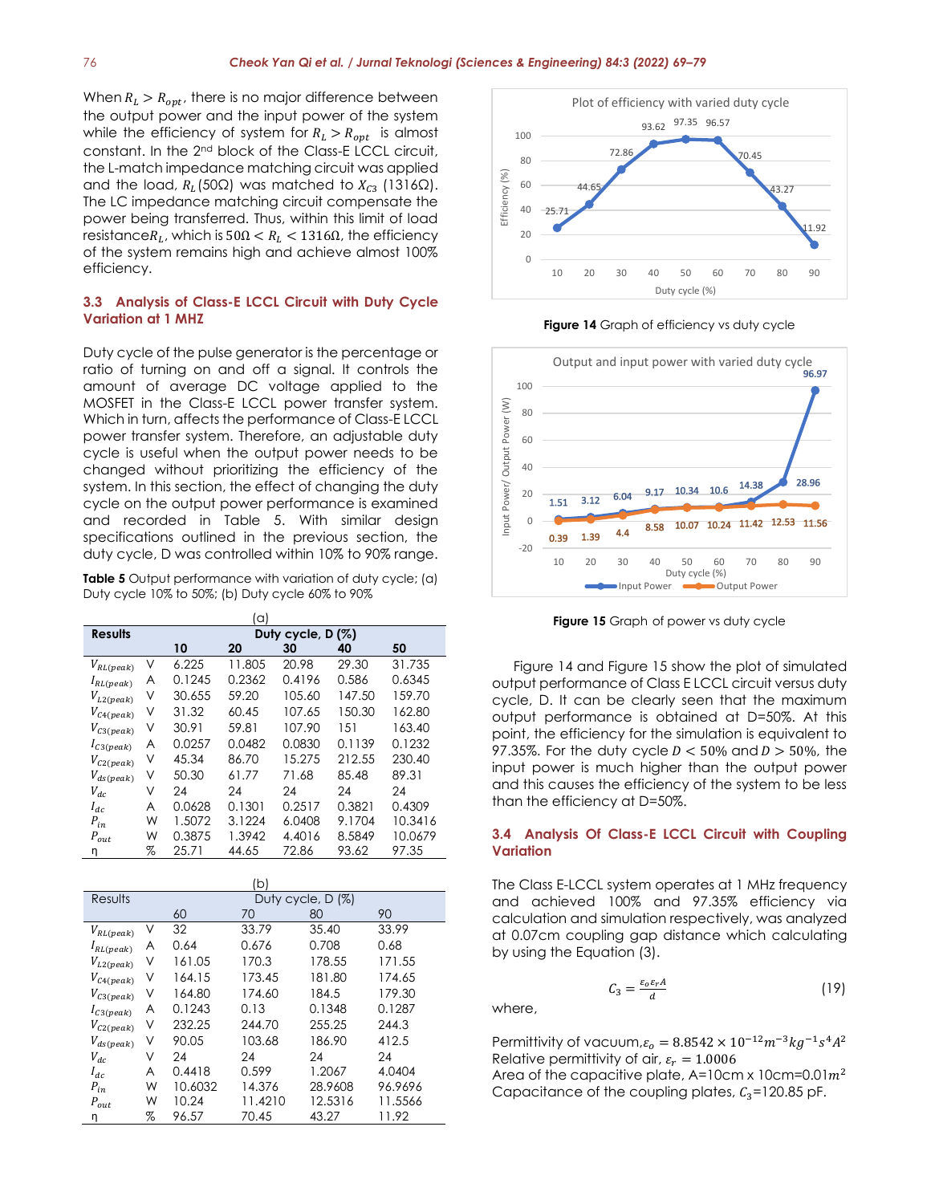When $R_L > R_{opt}$, there is no major difference between the output power and the input power of the system while the efficiency of system for $R_L > R_{opt}$ is almost constant. In the 2nd block of the Class-E LCCL circuit, the L-match impedance matching circuit was applied and the load, $R_L$(50Ω) was matched to $X_{C3}$ (1316Ω). The LC impedance matching circuit compensate the power being transferred. Thus, within this limit of load resistance$R_L$, which is $50\Omega < R_L < 1316\Omega$, the efficiency of the system remains high and achieve almost 100% efficiency.

### 3.3 Analysis of Class-E LCCL Circuit with Duty Cycle Variation at 1 MHZ

Duty cycle of the pulse generator is the percentage or ratio of turning on and off a signal. It controls the amount of average DC voltage applied to the MOSFET in the Class-E LCCL power transfer system. Which in turn, affects the performance of Class-E LCCL power transfer system. Therefore, an adjustable duty cycle is useful when the output power needs to be changed without prioritizing the efficiency of the system. In this section, the effect of changing the duty cycle on the output power performance is examined and recorded in Table 5. With similar design specifications outlined in the previous section, the duty cycle, D was controlled within 10% to 90% range.

**Table 5** Output performance with variation of duty cycle; (a) Duty cycle 10% to 50%; (b) Duty cycle 60% to 90%

(a)

| Results | | Duty cycle, D (%) | | | | |
|---|---|---|---|---|---|---|
| | | 10 | 20 | 30 | 40 | 50 |
| $V_{RL(peak)}$ | V | 6.225 | 11.805 | 20.98 | 29.30 | 31.735 |
| $I_{RL(peak)}$ | A | 0.1245 | 0.2362 | 0.4196 | 0.586 | 0.6345 |
| $V_{L2(peak)}$ | V | 30.655 | 59.20 | 105.60 | 147.50 | 159.70 |
| $V_{C4(peak)}$ | V | 31.32 | 60.45 | 107.65 | 150.30 | 162.80 |
| $V_{C3(peak)}$ | V | 30.91 | 59.81 | 107.90 | 151 | 163.40 |
| $I_{C3(peak)}$ | A | 0.0257 | 0.0482 | 0.0830 | 0.1139 | 0.1232 |
| $V_{C2(peak)}$ | V | 45.34 | 86.70 | 15.275 | 212.55 | 230.40 |
| $V_{ds(peak)}$ | V | 50.30 | 61.77 | 71.68 | 85.48 | 89.31 |
| $V_{dc}$ | V | 24 | 24 | 24 | 24 | 24 |
| $I_{dc}$ | A | 0.0628 | 0.1301 | 0.2517 | 0.3821 | 0.4309 |
| $P_{in}$ | W | 1.5072 | 3.1224 | 6.0408 | 9.1704 | 10.3416 |
| $P_{out}$ | W | 0.3875 | 1.3942 | 4.4016 | 8.5849 | 10.0679 |
| η | % | 25.71 | 44.65 | 72.86 | 93.62 | 97.35 |

(b)

| Results | | Duty cycle, D (%) | | | |
|---|---|---|---|---|---|
| | | 60 | 70 | 80 | 90 |
| $V_{RL(peak)}$ | V | 32 | 33.79 | 35.40 | 33.99 |
| $I_{RL(peak)}$ | A | 0.64 | 0.676 | 0.708 | 0.68 |
| $V_{L2(peak)}$ | V | 161.05 | 170.3 | 178.55 | 171.55 |
| $V_{C4(peak)}$ | V | 164.15 | 173.45 | 181.80 | 174.65 |
| $V_{C3(peak)}$ | V | 164.80 | 174.60 | 184.5 | 179.30 |
| $I_{C3(peak)}$ | A | 0.1243 | 0.13 | 0.1348 | 0.1287 |
| $V_{C2(peak)}$ | V | 232.25 | 244.70 | 255.25 | 244.3 |
| $V_{ds(peak)}$ | V | 90.05 | 103.68 | 186.90 | 412.5 |
| $V_{dc}$ | V | 24 | 24 | 24 | 24 |
| $I_{dc}$ | A | 0.4418 | 0.599 | 1.2067 | 4.0404 |
| $P_{in}$ | W | 10.6032 | 14.376 | 28.9608 | 96.9696 |
| $P_{out}$ | W | 10.24 | 11.4210 | 12.5316 | 11.5566 |
| η | % | 96.57 | 70.45 | 43.27 | 11.92 |

**Figure 14** Graph of efficiency vs duty cycle

**Figure 15** Graph of power vs duty cycle

Figure 14 and Figure 15 show the plot of simulated output performance of Class E LCCL circuit versus duty cycle, D. It can be clearly seen that the maximum output performance is obtained at D=50%. At this point, the efficiency for the simulation is equivalent to 97.35%. For the duty cycle $D < 50\%$ and $D > 50\%$, the input power is much higher than the output power and this causes the efficiency of the system to be less than the efficiency at D=50%.

### 3.4 Analysis Of Class-E LCCL Circuit with Coupling Variation

The Class E-LCCL system operates at 1 MHz frequency and achieved 100% and 97.35% efficiency via calculation and simulation respectively, was analyzed at 0.07cm coupling gap distance which calculating by using the Equation (3).

$$C_3 = \frac{\varepsilon_o \varepsilon_r A}{d} \tag{19}$$

where,

Permittivity of vacuum,$\varepsilon_o = 8.8542 \times 10^{-12} m^{-3} kg^{-1} s^4 A^2$
Relative permittivity of air, $\varepsilon_r = 1.0006$
Area of the capacitive plate, A=10cm x 10cm=0.01$m^2$
Capacitance of the coupling plates, $C_3$=120.85 pF.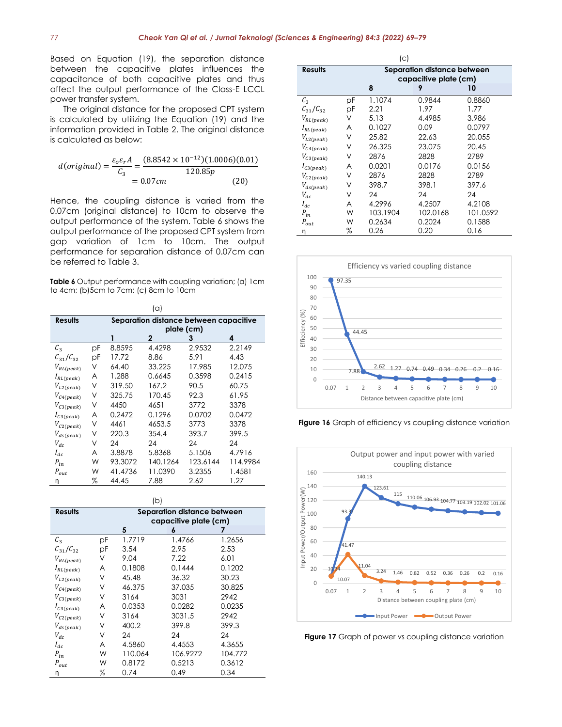Based on Equation (19), the separation distance between the capacitive plates influences the capacitance of both capacitive plates and thus affect the output performance of the Class-E LCCL power transfer system.

The original distance for the proposed CPT system is calculated by utilizing the Equation (19) and the information provided in Table 2. The original distance is calculated as below:

$$d(original) = \frac{\varepsilon_o \varepsilon_r A}{C_3} = \frac{(8.8542 \times 10^{-12})(1.0006)(0.01)}{120.85p} = 0.07cm \qquad (20)$$

Hence, the coupling distance is varied from the 0.07cm (original distance) to 10cm to observe the output performance of the system. Table 6 shows the output performance of the proposed CPT system from gap variation of 1cm to 10cm. The output performance for separation distance of 0.07cm can be referred to Table 3.

**Table 6** Output performance with coupling variation; (a) 1cm to 4cm; (b)5cm to 7cm; (c) 8cm to 10cm

(a)

| Results | | Separation distance between capacitive plate (cm) | | | |
|---|---|---|---|---|---|
| | | 1 | 2 | 3 | 4 |
| $C_3$ | pF | 8.8595 | 4.4298 | 2.9532 | 2.2149 |
| $C_{31}/C_{32}$ | pF | 17.72 | 8.86 | 5.91 | 4.43 |
| $V_{RL(peak)}$ | V | 64.40 | 33.225 | 17.985 | 12.075 |
| $I_{RL(peak)}$ | A | 1.288 | 0.6645 | 0.3598 | 0.2415 |
| $V_{L2(peak)}$ | V | 319.50 | 167.2 | 90.5 | 60.75 |
| $V_{C4(peak)}$ | V | 325.75 | 170.45 | 92.3 | 61.95 |
| $V_{C3(peak)}$ | V | 4450 | 4651 | 3772 | 3378 |
| $I_{C3(peak)}$ | A | 0.2472 | 0.1296 | 0.0702 | 0.0472 |
| $V_{C2(peak)}$ | V | 4461 | 4653.5 | 3773 | 3378 |
| $V_{ds(peak)}$ | V | 220.3 | 354.4 | 393.7 | 399.5 |
| $V_{dc}$ | V | 24 | 24 | 24 | 24 |
| $I_{dc}$ | A | 3.8878 | 5.8368 | 5.1506 | 4.7916 |
| $P_{in}$ | W | 93.3072 | 140.1264 | 123.6144 | 114.9984 |
| $P_{out}$ | W | 41.4736 | 11.0390 | 3.2355 | 1.4581 |
| η | % | 44.45 | 7.88 | 2.62 | 1.27 |

(b)

| Results | | Separation distance between capacitive plate (cm) | | |
|---|---|---|---|---|
| | | 5 | 6 | 7 |
| $C_3$ | pF | 1.7719 | 1.4766 | 1.2656 |
| $C_{31}/C_{32}$ | pF | 3.54 | 2.95 | 2.53 |
| $V_{RL(peak)}$ | V | 9.04 | 7.22 | 6.01 |
| $I_{RL(peak)}$ | A | 0.1808 | 0.1444 | 0.1202 |
| $V_{L2(peak)}$ | V | 45.48 | 36.32 | 30.23 |
| $V_{C4(peak)}$ | V | 46.375 | 37.035 | 30.825 |
| $V_{C3(peak)}$ | V | 3164 | 3031 | 2942 |
| $I_{C3(peak)}$ | A | 0.0353 | 0.0282 | 0.0235 |
| $V_{C2(peak)}$ | V | 3164 | 3031.5 | 2942 |
| $V_{ds(peak)}$ | V | 400.2 | 399.8 | 399.3 |
| $V_{dc}$ | V | 24 | 24 | 24 |
| $I_{dc}$ | A | 4.5860 | 4.4553 | 4.3655 |
| $P_{in}$ | W | 110.064 | 106.9272 | 104.772 |
| $P_{out}$ | W | 0.8172 | 0.5213 | 0.3612 |
| η | % | 0.74 | 0.49 | 0.34 |

(c)

| Results | | Separation distance between capacitive plate (cm) | | |
|---|---|---|---|---|
| | | 8 | 9 | 10 |
| $C_3$ | pF | 1.1074 | 0.9844 | 0.8860 |
| $C_{31}/C_{32}$ | pF | 2.21 | 1.97 | 1.77 |
| $V_{RL(peak)}$ | V | 5.13 | 4.4985 | 3.986 |
| $I_{RL(peak)}$ | A | 0.1027 | 0.09 | 0.0797 |
| $V_{L2(peak)}$ | V | 25.82 | 22.63 | 20.055 |
| $V_{C4(peak)}$ | V | 26.325 | 23.075 | 20.45 |
| $V_{C3(peak)}$ | V | 2876 | 2828 | 2789 |
| $I_{C3(peak)}$ | A | 0.0201 | 0.0176 | 0.0156 |
| $V_{C2(peak)}$ | V | 2876 | 2828 | 2789 |
| $V_{ds(peak)}$ | V | 398.7 | 398.1 | 397.6 |
| $V_{dc}$ | V | 24 | 24 | 24 |
| $I_{dc}$ | A | 4.2996 | 4.2507 | 4.2108 |
| $P_{in}$ | W | 103.1904 | 102.0168 | 101.0592 |
| $P_{out}$ | W | 0.2634 | 0.2024 | 0.1588 |
| η | % | 0.26 | 0.20 | 0.16 |

**Figure 16** Graph of efficiency vs coupling distance variation

**Figure 17** Graph of power vs coupling distance variation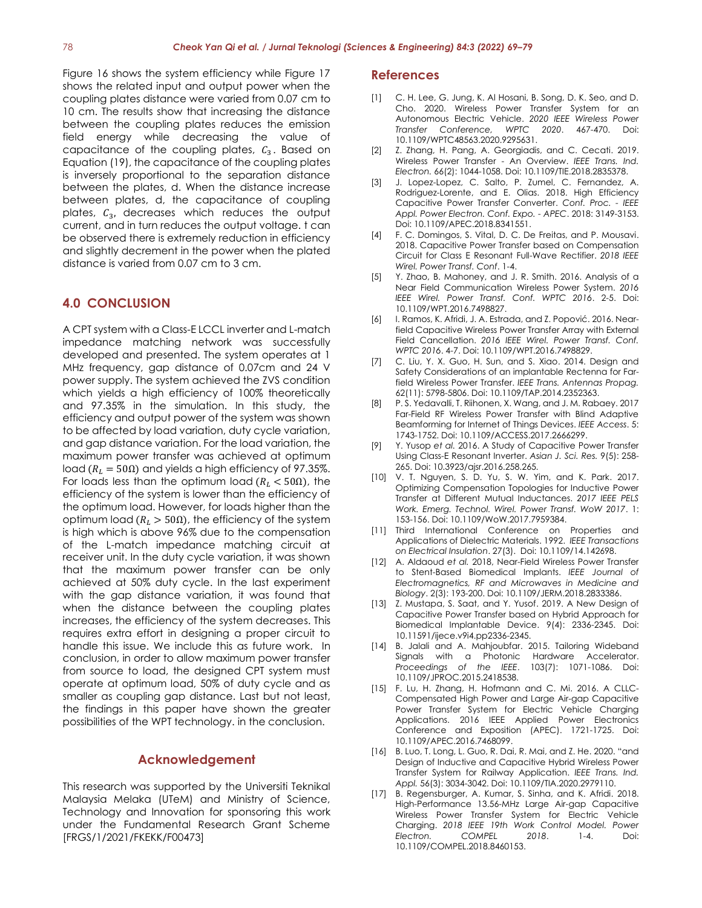Figure 16 shows the system efficiency while Figure 17 shows the related input and output power when the coupling plates distance were varied from 0.07 cm to 10 cm. The results show that increasing the distance between the coupling plates reduces the emission field energy while decreasing the value of capacitance of the coupling plates, $C_3$. Based on Equation (19), the capacitance of the coupling plates is inversely proportional to the separation distance between the plates, d. When the distance increase between plates, d, the capacitance of coupling plates, $C_3$, decreases which reduces the output current, and in turn reduces the output voltage. t can be observed there is extremely reduction in efficiency and slightly decrement in the power when the plated distance is varied from 0.07 cm to 3 cm.

## 4.0 CONCLUSION

A CPT system with a Class-E LCCL inverter and L-match impedance matching network was successfully developed and presented. The system operates at 1 MHz frequency, gap distance of 0.07cm and 24 V power supply. The system achieved the ZVS condition which yields a high efficiency of 100% theoretically and 97.35% in the simulation. In this study, the efficiency and output power of the system was shown to be affected by load variation, duty cycle variation, and gap distance variation. For the load variation, the maximum power transfer was achieved at optimum load ($R_L = 50\Omega$) and yields a high efficiency of 97.35%. For loads less than the optimum load ($R_L < 50\Omega$), the efficiency of the system is lower than the efficiency of the optimum load. However, for loads higher than the optimum load ($R_L > 50\Omega$), the efficiency of the system is high which is above 96% due to the compensation of the L-match impedance matching circuit at receiver unit. In the duty cycle variation, it was shown that the maximum power transfer can be only achieved at 50% duty cycle. In the last experiment with the gap distance variation, it was found that when the distance between the coupling plates increases, the efficiency of the system decreases. This requires extra effort in designing a proper circuit to handle this issue. We include this as future work. In conclusion, in order to allow maximum power transfer from source to load, the designed CPT system must operate at optimum load, 50% of duty cycle and as smaller as coupling gap distance. Last but not least, the findings in this paper have shown the greater possibilities of the WPT technology. in the conclusion.

## Acknowledgement

This research was supported by the Universiti Teknikal Malaysia Melaka (UTeM) and Ministry of Science, Technology and Innovation for sponsoring this work under the Fundamental Research Grant Scheme [FRGS/1/2021/FKEKK/F00473]

## References

[1] C. H. Lee, G. Jung, K. Al Hosani, B. Song, D. K. Seo, and D. Cho. 2020. Wireless Power Transfer System for an Autonomous Electric Vehicle. *2020 IEEE Wireless Power Transfer Conference, WPTC 2020*. 467-470. Doi: 10.1109/WPTC48563.2020.9295631.

[2] Z. Zhang, H. Pang, A. Georgiadis, and C. Cecati. 2019. Wireless Power Transfer - An Overview. *IEEE Trans. Ind. Electron.* 66(2): 1044-1058. Doi: 10.1109/TIE.2018.2835378.

[3] J. Lopez-Lopez, C. Salto, P. Zumel, C. Fernandez, A. Rodriguez-Lorente, and E. Olias. 2018. High Efficiency Capacitive Power Transfer Converter. *Conf. Proc. - IEEE Appl. Power Electron. Conf. Expo. - APEC*. 2018: 3149-3153. Doi: 10.1109/APEC.2018.8341551.

[4] F. C. Domingos, S. Vital, D. C. De Freitas, and P. Mousavi. 2018. Capacitive Power Transfer based on Compensation Circuit for Class E Resonant Full-Wave Rectifier. *2018 IEEE Wirel. Power Transf. Conf*. 1-4.

[5] Y. Zhao, B. Mahoney, and J. R. Smith. 2016. Analysis of a Near Field Communication Wireless Power System. *2016 IEEE Wirel. Power Transf. Conf. WPTC 2016*. 2-5. Doi: 10.1109/WPT.2016.7498827.

[6] I. Ramos, K. Afridi, J. A. Estrada, and Z. Popović. 2016. Near-field Capacitive Wireless Power Transfer Array with External Field Cancellation. *2016 IEEE Wirel. Power Transf. Conf. WPTC 2016*. 4-7. Doi: 10.1109/WPT.2016.7498829.

[7] C. Liu, Y. X. Guo, H. Sun, and S. Xiao. 2014. Design and Safety Considerations of an implantable Rectenna for Far-field Wireless Power Transfer. *IEEE Trans. Antennas Propag.* 62(11): 5798-5806. Doi: 10.1109/TAP.2014.2352363.

[8] P. S. Yedavalli, T. Riihonen, X. Wang, and J. M. Rabaey. 2017 Far-Field RF Wireless Power Transfer with Blind Adaptive Beamforming for Internet of Things Devices. *IEEE Access*. 5: 1743-1752. Doi: 10.1109/ACCESS.2017.2666299.

[9] Y. Yusop *et al.* 2016. A Study of Capacitive Power Transfer Using Class-E Resonant Inverter. *Asian J. Sci. Res.* 9(5): 258-265. Doi: 10.3923/ajsr.2016.258.265.

[10] V. T. Nguyen, S. D. Yu, S. W. Yim, and K. Park. 2017. Optimizing Compensation Topologies for Inductive Power Transfer at Different Mutual Inductances. *2017 IEEE PELS Work. Emerg. Technol. Wirel. Power Transf. WoW 2017*. 1: 153-156. Doi: 10.1109/WoW.2017.7959384.

[11] Third International Conference on Properties and Applications of Dielectric Materials. 1992. *IEEE Transactions on Electrical Insulation*. 27(3). Doi: 10.1109/14.142698.

[12] A. Aldaoud *et al.* 2018, Near-Field Wireless Power Transfer to Stent-Based Biomedical Implants. *IEEE Journal of Electromagnetics, RF and Microwaves in Medicine and Biology*. 2(3): 193-200. Doi: 10.1109/JERM.2018.2833386.

[13] Z. Mustapa, S. Saat, and Y. Yusof. 2019. A New Design of Capacitive Power Transfer based on Hybrid Approach for Biomedical Implantable Device. 9(4): 2336-2345. Doi: 10.11591/ijece.v9i4.pp2336-2345.

[14] B. Jalali and A. Mahjoubfar. 2015. Tailoring Wideband Signals with a Photonic Hardware Accelerator. *Proceedings of the IEEE*. 103(7): 1071-1086. Doi: 10.1109/JPROC.2015.2418538.

[15] F. Lu, H. Zhang, H. Hofmann and C. Mi. 2016. A CLLC-Compensated High Power and Large Air-gap Capacitive Power Transfer System for Electric Vehicle Charging Applications. 2016 IEEE Applied Power Electronics Conference and Exposition (APEC). 1721-1725. Doi: 10.1109/APEC.2016.7468099.

[16] B. Luo, T. Long, L. Guo, R. Dai, R. Mai, and Z. He. 2020. "and Design of Inductive and Capacitive Hybrid Wireless Power Transfer System for Railway Application. *IEEE Trans. Ind. Appl.* 56(3): 3034-3042. Doi: 10.1109/TIA.2020.2979110.

[17] B. Regensburger, A. Kumar, S. Sinha, and K. Afridi. 2018. High-Performance 13.56-MHz Large Air-gap Capacitive Wireless Power Transfer System for Electric Vehicle Charging. *2018 IEEE 19th Work Control Model. Power Electron. COMPEL 2018*. 1-4. Doi: 10.1109/COMPEL.2018.8460153.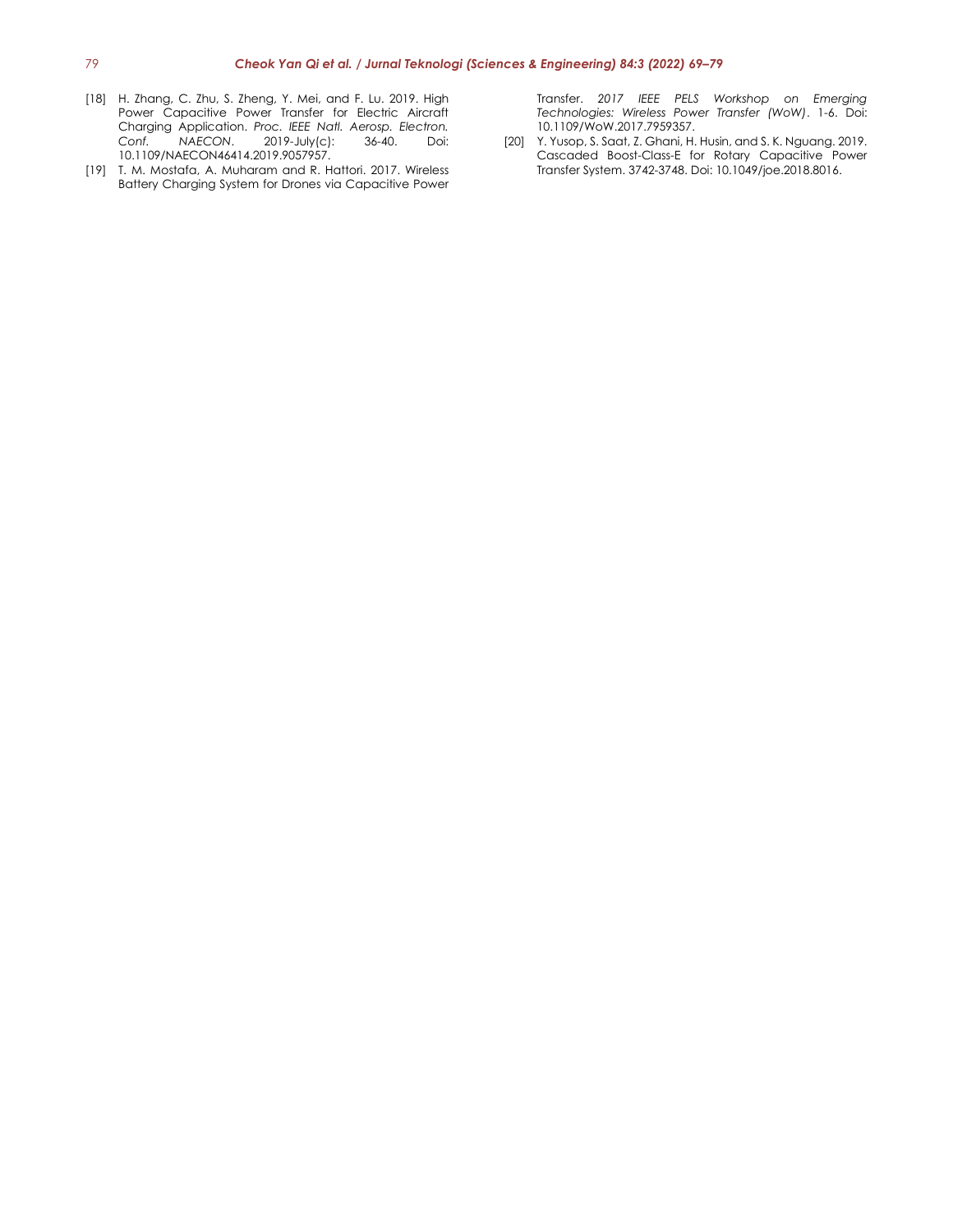[18] H. Zhang, C. Zhu, S. Zheng, Y. Mei, and F. Lu. 2019. High Power Capacitive Power Transfer for Electric Aircraft Charging Application. *Proc. IEEE Natl. Aerosp. Electron. Conf. NAECON*. 2019-July(c): 36-40. Doi: 10.1109/NAECON46414.2019.9057957.

[19] T. M. Mostafa, A. Muharam and R. Hattori. 2017. Wireless Battery Charging System for Drones via Capacitive Power Transfer. *2017 IEEE PELS Workshop on Emerging Technologies: Wireless Power Transfer (WoW)*. 1-6. Doi: 10.1109/WoW.2017.7959357.

[20] Y. Yusop, S. Saat, Z. Ghani, H. Husin, and S. K. Nguang. 2019. Cascaded Boost-Class-E for Rotary Capacitive Power Transfer System. 3742-3748. Doi: 10.1049/joe.2018.8016.